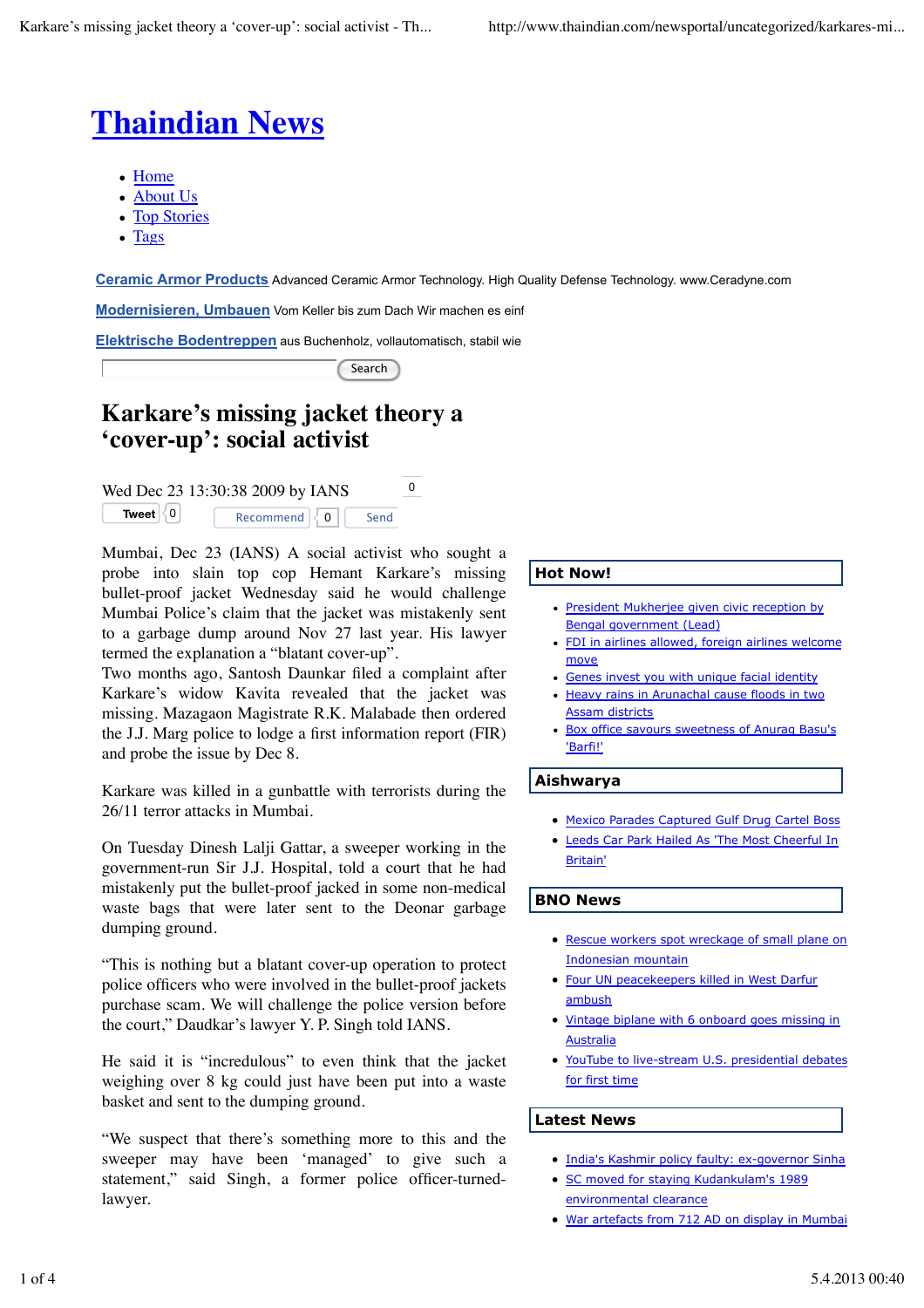# Thaindian News

- Home
- About Us
- Top Stories
- Tags

**Ceramic Armor Products** Advanced Ceramic Armor Technology. High Quality Defense Technology. www.Ceradyne.com

**Modernisieren, Umbauen** Vom Keller bis zum Dach Wir machen es einf

**Elektrische Bodentreppen** aus Buchenholz, vollautomatisch, stabil wie

Search

## Karkare's missing jacket theory a 'cover-up': social activist

Wed Dec 23 13:30:38 2009 by IANS

Tweet 0 Recommend 0 Send

Mumbai, Dec 23 (IANS) A social activist who sought a probe into slain top cop Hemant Karkare's missing bullet-proof jacket Wednesday said he would challenge Mumbai Police's claim that the jacket was mistakenly sent to a garbage dump around Nov 27 last year. His lawyer termed the explanation a "blatant cover-up".
Two months ago, Santosh Daunkar filed a complaint after Karkare's widow Kavita revealed that the jacket was missing. Mazagaon Magistrate R.K. Malabade then ordered the J.J. Marg police to lodge a first information report (FIR) and probe the issue by Dec 8.

Karkare was killed in a gunbattle with terrorists during the 26/11 terror attacks in Mumbai.

On Tuesday Dinesh Lalji Gattar, a sweeper working in the government-run Sir J.J. Hospital, told a court that he had mistakenly put the bullet-proof jacked in some non-medical waste bags that were later sent to the Deonar garbage dumping ground.

"This is nothing but a blatant cover-up operation to protect police officers who were involved in the bullet-proof jackets purchase scam. We will challenge the police version before the court," Daudkar's lawyer Y. P. Singh told IANS.

He said it is "incredulous" to even think that the jacket weighing over 8 kg could just have been put into a waste basket and sent to the dumping ground.

"We suspect that there's something more to this and the sweeper may have been 'managed' to give such a statement," said Singh, a former police officer-turned-lawyer.

### Hot Now!

- President Mukherjee given civic reception by Bengal government (Lead)
- FDI in airlines allowed, foreign airlines welcome move
- Genes invest you with unique facial identity
- Heavy rains in Arunachal cause floods in two Assam districts
- Box office savours sweetness of Anurag Basu's 'Barfi!'

### Aishwarya

- Mexico Parades Captured Gulf Drug Cartel Boss
- Leeds Car Park Hailed As 'The Most Cheerful In Britain'

### BNO News

- Rescue workers spot wreckage of small plane on Indonesian mountain
- Four UN peacekeepers killed in West Darfur ambush
- Vintage biplane with 6 onboard goes missing in Australia
- YouTube to live-stream U.S. presidential debates for first time

### Latest News

- India's Kashmir policy faulty: ex-governor Sinha
- SC moved for staying Kudankulam's 1989 environmental clearance
- War artefacts from 712 AD on display in Mumbai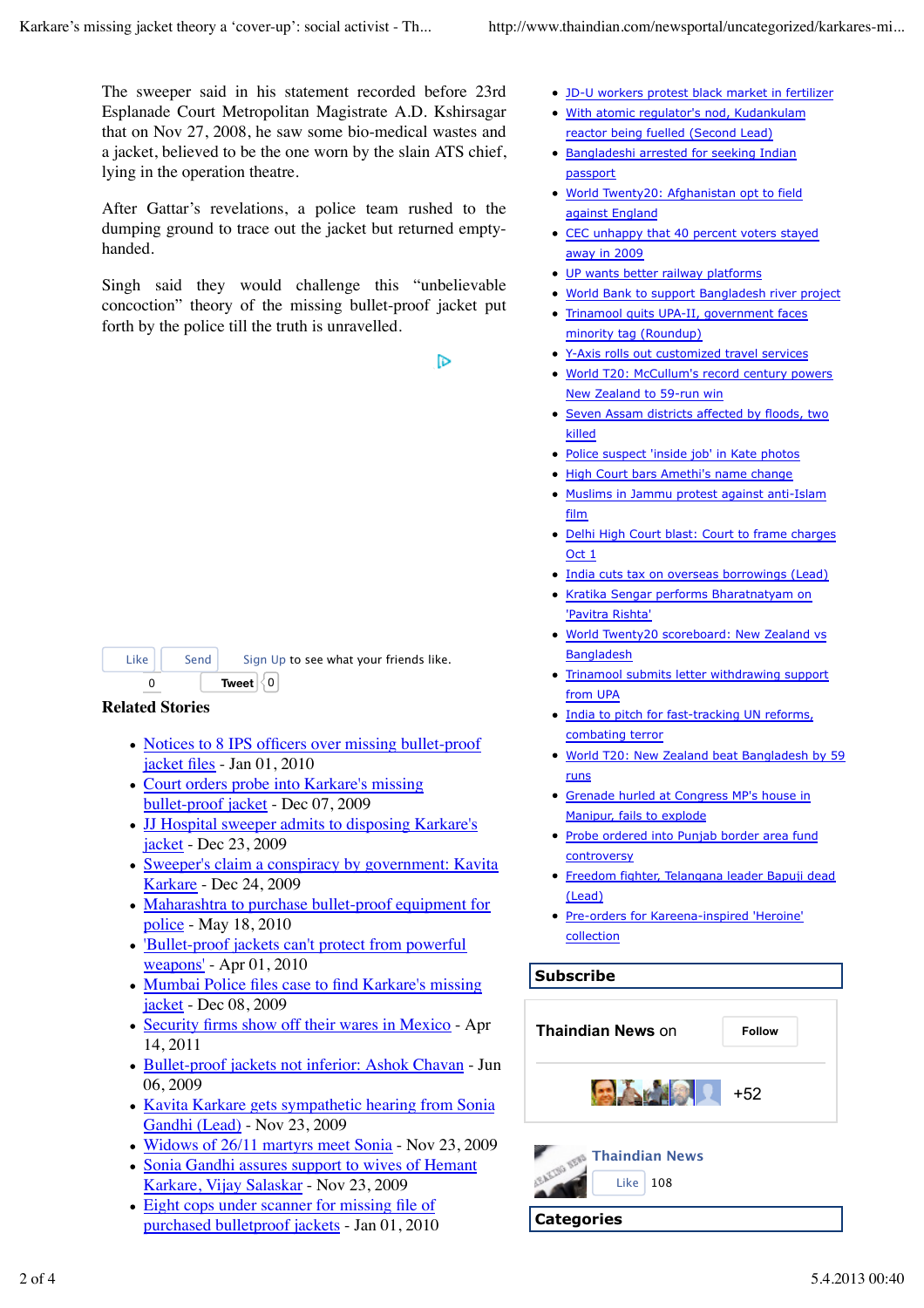The sweeper said in his statement recorded before 23rd Esplanade Court Metropolitan Magistrate A.D. Kshirsagar that on Nov 27, 2008, he saw some bio-medical wastes and a jacket, believed to be the one worn by the slain ATS chief, lying in the operation theatre.

After Gattar's revelations, a police team rushed to the dumping ground to trace out the jacket but returned empty-handed.

Singh said they would challenge this "unbelievable concoction" theory of the missing bullet-proof jacket put forth by the police till the truth is unravelled.

Like | Send | Sign Up to see what your friends like.

0 | Tweet | 0

## Related Stories

- Notices to 8 IPS officers over missing bullet-proof jacket files - Jan 01, 2010
- Court orders probe into Karkare's missing bullet-proof jacket - Dec 07, 2009
- JJ Hospital sweeper admits to disposing Karkare's jacket - Dec 23, 2009
- Sweeper's claim a conspiracy by government: Kavita Karkare - Dec 24, 2009
- Maharashtra to purchase bullet-proof equipment for police - May 18, 2010
- 'Bullet-proof jackets can't protect from powerful weapons' - Apr 01, 2010
- Mumbai Police files case to find Karkare's missing jacket - Dec 08, 2009
- Security firms show off their wares in Mexico - Apr 14, 2011
- Bullet-proof jackets not inferior: Ashok Chavan - Jun 06, 2009
- Kavita Karkare gets sympathetic hearing from Sonia Gandhi (Lead) - Nov 23, 2009
- Widows of 26/11 martyrs meet Sonia - Nov 23, 2009
- Sonia Gandhi assures support to wives of Hemant Karkare, Vijay Salaskar - Nov 23, 2009
- Eight cops under scanner for missing file of purchased bulletproof jackets - Jan 01, 2010

- JD-U workers protest black market in fertilizer
- With atomic regulator's nod, Kudankulam reactor being fuelled (Second Lead)
- Bangladeshi arrested for seeking Indian passport
- World Twenty20: Afghanistan opt to field against England
- CEC unhappy that 40 percent voters stayed away in 2009
- UP wants better railway platforms
- World Bank to support Bangladesh river project
- Trinamool quits UPA-II, government faces minority tag (Roundup)
- Y-Axis rolls out customized travel services
- World T20: McCullum's record century powers New Zealand to 59-run win
- Seven Assam districts affected by floods, two killed
- Police suspect 'inside job' in Kate photos
- High Court bars Amethi's name change
- Muslims in Jammu protest against anti-Islam film
- Delhi High Court blast: Court to frame charges Oct 1
- India cuts tax on overseas borrowings (Lead)
- Kratika Sengar performs Bharatnatyam on 'Pavitra Rishta'
- World Twenty20 scoreboard: New Zealand vs Bangladesh
- Trinamool submits letter withdrawing support from UPA
- India to pitch for fast-tracking UN reforms, combating terror
- World T20: New Zealand beat Bangladesh by 59 runs
- Grenade hurled at Congress MP's house in Manipur, fails to explode
- Probe ordered into Punjab border area fund controversy
- Freedom fighter, Telangana leader Bapuji dead (Lead)
- Pre-orders for Kareena-inspired 'Heroine' collection

**Subscribe**

**Thaindian News** on Follow

+52

Thaindian News

Like 108

**Categories**